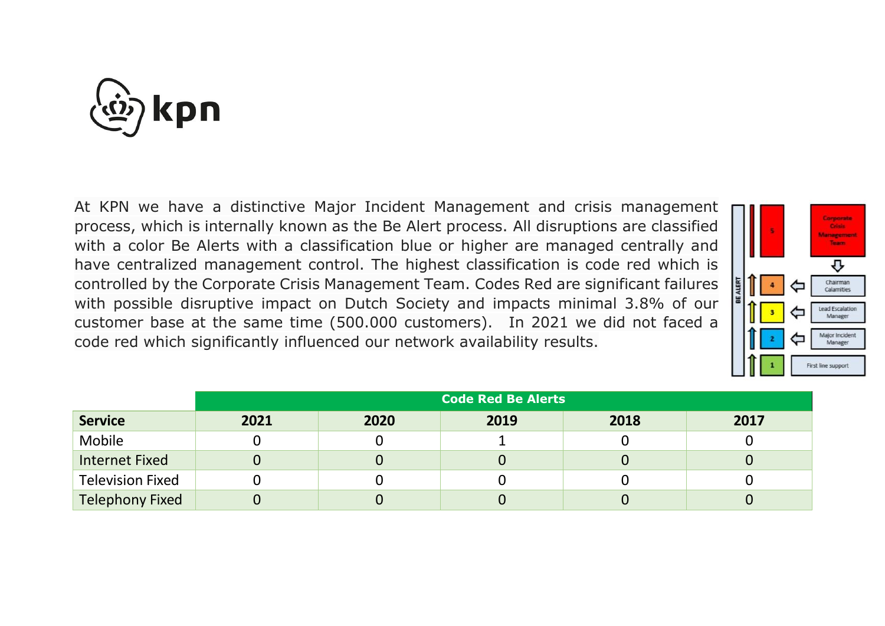At KPN we have a distinctive Major Incident Management and crisis management process, which is internally known as the Be Alert process. All disruptions are classified with a color Be Alerts with a classification blue or higher are managed centrally and have centralized management control. The highest classification is code red which is controlled by the Corporate Crisis Management Team. Codes Red are significant failures with possible disruptive impact on Dutch Society and impacts minimal 3.8% of our customer base at the same time (500.000 customers). In 2021 we did not faced a code red which significantly influenced our network availability results.

| | Code Red Be Alerts | | | | |
|---|---|---|---|---|---|
| **Service** | **2021** | **2020** | **2019** | **2018** | **2017** |
| Mobile | 0 | 0 | 1 | 0 | 0 |
| Internet Fixed | 0 | 0 | 0 | 0 | 0 |
| Television Fixed | 0 | 0 | 0 | 0 | 0 |
| Telephony Fixed | 0 | 0 | 0 | 0 | 0 |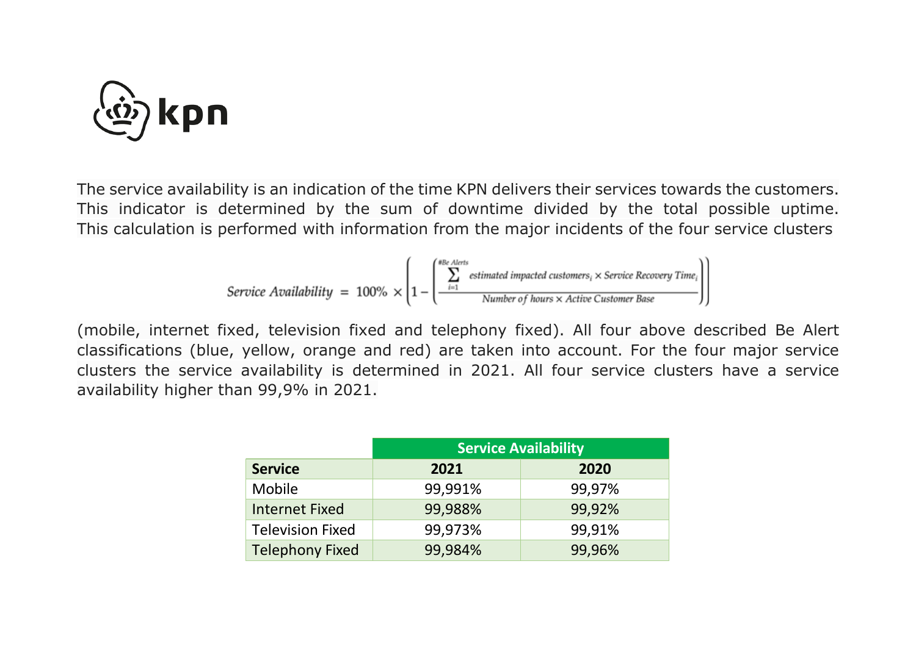The service availability is an indication of the time KPN delivers their services towards the customers. This indicator is determined by the sum of downtime divided by the total possible uptime. This calculation is performed with information from the major incidents of the four service clusters

$$Service\ Availability = 100\% \times \left(1 - \left(\frac{\sum_{i=1}^{\#Be\ Alerts} estimated\ impacted\ customers_i \times Service\ Recovery\ Time_i}{Number\ of\ hours \times Active\ Customer\ Base}\right)\right)$$

(mobile, internet fixed, television fixed and telephony fixed). All four above described Be Alert classifications (blue, yellow, orange and red) are taken into account. For the four major service clusters the service availability is determined in 2021. All four service clusters have a service availability higher than 99,9% in 2021.

| | Service Availability | |
|---|---|---|
| **Service** | **2021** | **2020** |
| Mobile | 99,991% | 99,97% |
| Internet Fixed | 99,988% | 99,92% |
| Television Fixed | 99,973% | 99,91% |
| Telephony Fixed | 99,984% | 99,96% |